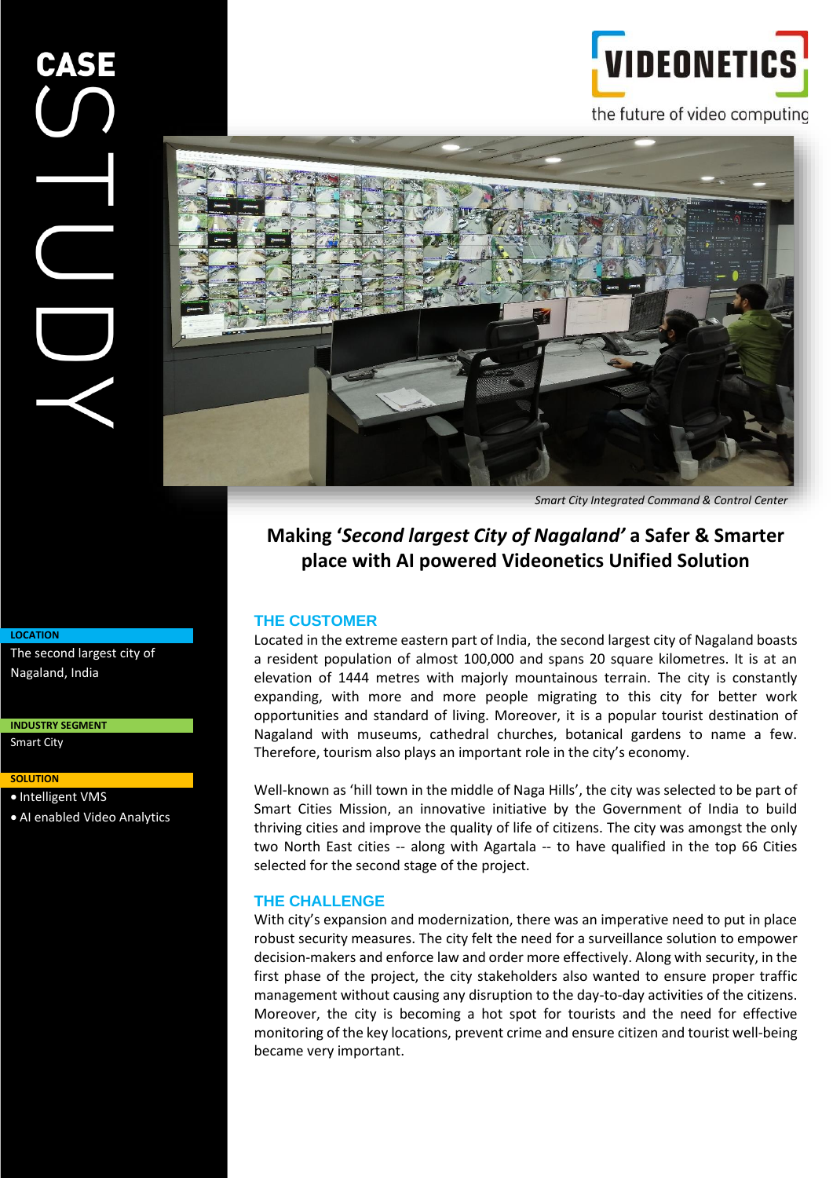# CASE STUDY

VIDEONETICS

the future of video computing

*Smart City Integrated Command & Control Center*

## Making '*Second largest City of Nagaland*' a Safer & Smarter place with AI powered Videonetics Unified Solution

**LOCATION**

The second largest city of Nagaland, India

**INDUSTRY SEGMENT**

Smart City

**SOLUTION**

- Intelligent VMS
- AI enabled Video Analytics

### THE CUSTOMER

Located in the extreme eastern part of India, the second largest city of Nagaland boasts a resident population of almost 100,000 and spans 20 square kilometres. It is at an elevation of 1444 metres with majorly mountainous terrain. The city is constantly expanding, with more and more people migrating to this city for better work opportunities and standard of living. Moreover, it is a popular tourist destination of Nagaland with museums, cathedral churches, botanical gardens to name a few. Therefore, tourism also plays an important role in the city's economy.

Well-known as 'hill town in the middle of Naga Hills', the city was selected to be part of Smart Cities Mission, an innovative initiative by the Government of India to build thriving cities and improve the quality of life of citizens. The city was amongst the only two North East cities -- along with Agartala -- to have qualified in the top 66 Cities selected for the second stage of the project.

### THE CHALLENGE

With city's expansion and modernization, there was an imperative need to put in place robust security measures. The city felt the need for a surveillance solution to empower decision-makers and enforce law and order more effectively. Along with security, in the first phase of the project, the city stakeholders also wanted to ensure proper traffic management without causing any disruption to the day-to-day activities of the citizens. Moreover, the city is becoming a hot spot for tourists and the need for effective monitoring of the key locations, prevent crime and ensure citizen and tourist well-being became very important.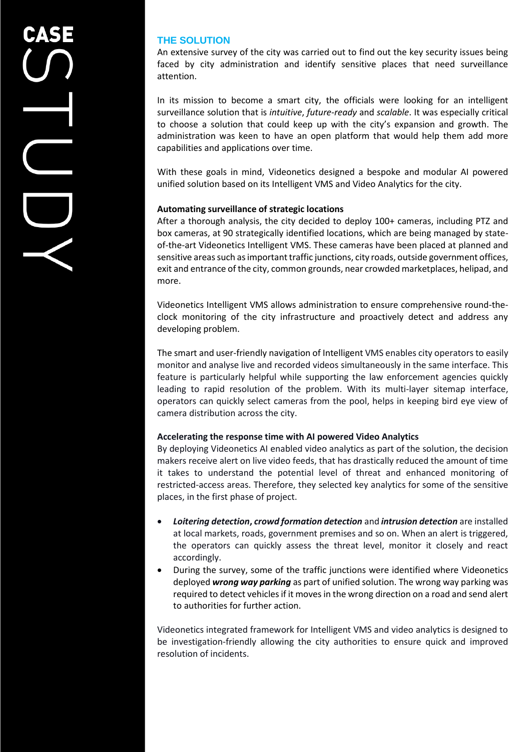## THE SOLUTION

An extensive survey of the city was carried out to find out the key security issues being faced by city administration and identify sensitive places that need surveillance attention.

In its mission to become a smart city, the officials were looking for an intelligent surveillance solution that is *intuitive*, *future-ready* and *scalable*. It was especially critical to choose a solution that could keep up with the city's expansion and growth. The administration was keen to have an open platform that would help them add more capabilities and applications over time.

With these goals in mind, Videonetics designed a bespoke and modular AI powered unified solution based on its Intelligent VMS and Video Analytics for the city.

**Automating surveillance of strategic locations**

After a thorough analysis, the city decided to deploy 100+ cameras, including PTZ and box cameras, at 90 strategically identified locations, which are being managed by state-of-the-art Videonetics Intelligent VMS. These cameras have been placed at planned and sensitive areas such as important traffic junctions, city roads, outside government offices, exit and entrance of the city, common grounds, near crowded marketplaces, helipad, and more.

Videonetics Intelligent VMS allows administration to ensure comprehensive round-the-clock monitoring of the city infrastructure and proactively detect and address any developing problem.

The smart and user-friendly navigation of Intelligent VMS enables city operators to easily monitor and analyse live and recorded videos simultaneously in the same interface. This feature is particularly helpful while supporting the law enforcement agencies quickly leading to rapid resolution of the problem. With its multi-layer sitemap interface, operators can quickly select cameras from the pool, helps in keeping bird eye view of camera distribution across the city.

**Accelerating the response time with AI powered Video Analytics**

By deploying Videonetics AI enabled video analytics as part of the solution, the decision makers receive alert on live video feeds, that has drastically reduced the amount of time it takes to understand the potential level of threat and enhanced monitoring of restricted-access areas. Therefore, they selected key analytics for some of the sensitive places, in the first phase of project.

- ***Loitering detection***, ***crowd formation detection*** and ***intrusion detection*** are installed at local markets, roads, government premises and so on. When an alert is triggered, the operators can quickly assess the threat level, monitor it closely and react accordingly.
- During the survey, some of the traffic junctions were identified where Videonetics deployed ***wrong way parking*** as part of unified solution. The wrong way parking was required to detect vehicles if it moves in the wrong direction on a road and send alert to authorities for further action.

Videonetics integrated framework for Intelligent VMS and video analytics is designed to be investigation-friendly allowing the city authorities to ensure quick and improved resolution of incidents.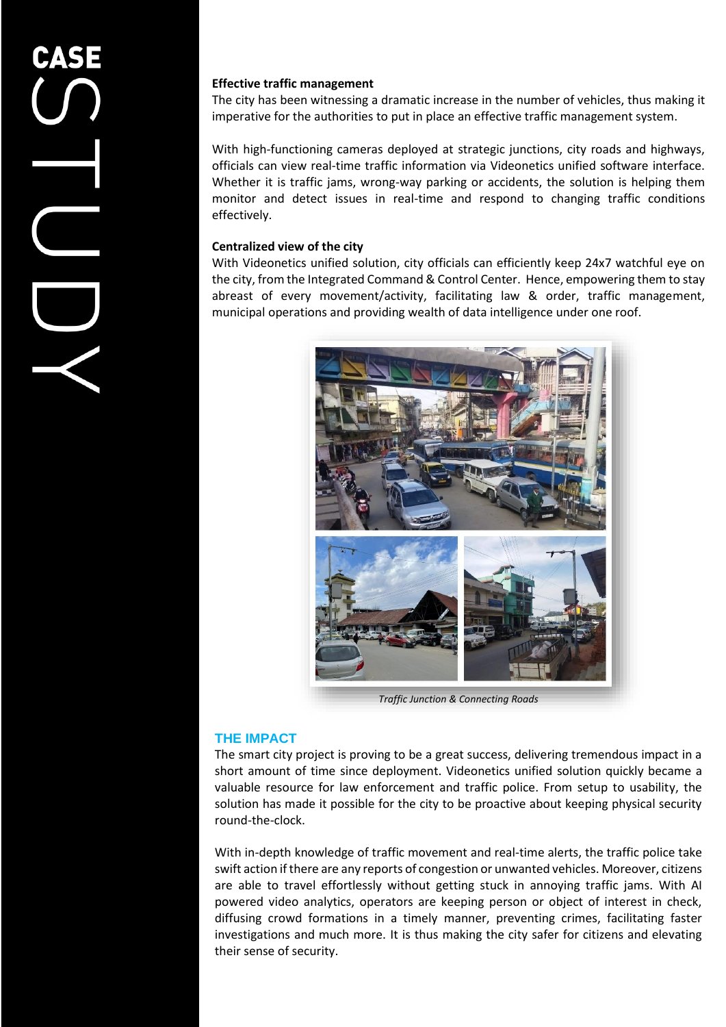**Effective traffic management**

The city has been witnessing a dramatic increase in the number of vehicles, thus making it imperative for the authorities to put in place an effective traffic management system.

With high-functioning cameras deployed at strategic junctions, city roads and highways, officials can view real-time traffic information via Videonetics unified software interface. Whether it is traffic jams, wrong-way parking or accidents, the solution is helping them monitor and detect issues in real-time and respond to changing traffic conditions effectively.

**Centralized view of the city**

With Videonetics unified solution, city officials can efficiently keep 24x7 watchful eye on the city, from the Integrated Command & Control Center. Hence, empowering them to stay abreast of every movement/activity, facilitating law & order, traffic management, municipal operations and providing wealth of data intelligence under one roof.

*Traffic Junction & Connecting Roads*

## THE IMPACT

The smart city project is proving to be a great success, delivering tremendous impact in a short amount of time since deployment. Videonetics unified solution quickly became a valuable resource for law enforcement and traffic police. From setup to usability, the solution has made it possible for the city to be proactive about keeping physical security round-the-clock.

With in-depth knowledge of traffic movement and real-time alerts, the traffic police take swift action if there are any reports of congestion or unwanted vehicles. Moreover, citizens are able to travel effortlessly without getting stuck in annoying traffic jams. With AI powered video analytics, operators are keeping person or object of interest in check, diffusing crowd formations in a timely manner, preventing crimes, facilitating faster investigations and much more. It is thus making the city safer for citizens and elevating their sense of security.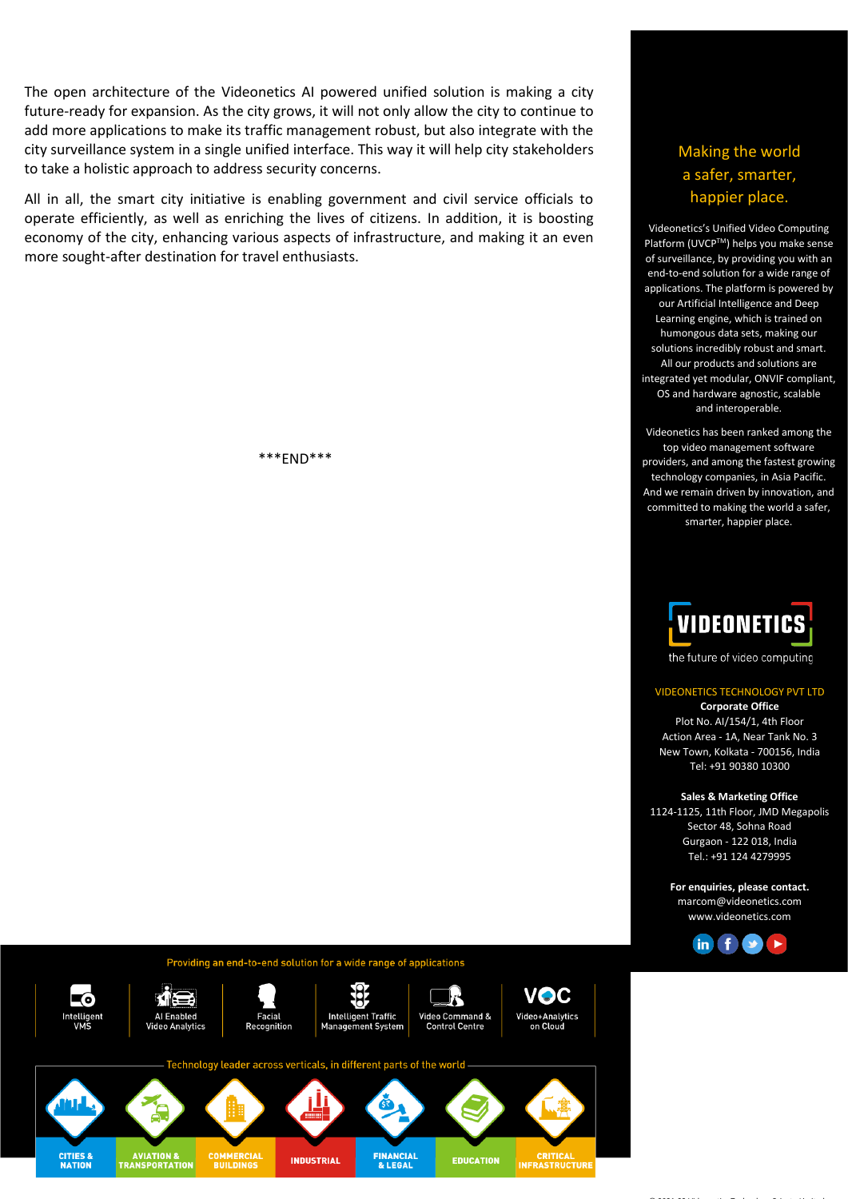The open architecture of the Videonetics AI powered unified solution is making a city future-ready for expansion. As the city grows, it will not only allow the city to continue to add more applications to make its traffic management robust, but also integrate with the city surveillance system in a single unified interface. This way it will help city stakeholders to take a holistic approach to address security concerns.

All in all, the smart city initiative is enabling government and civil service officials to operate efficiently, as well as enriching the lives of citizens. In addition, it is boosting economy of the city, enhancing various aspects of infrastructure, and making it an even more sought-after destination for travel enthusiasts.

***END***

## Making the world a safer, smarter, happier place.

Videonetics's Unified Video Computing Platform (UVCP[TM]) helps you make sense of surveillance, by providing you with an end-to-end solution for a wide range of applications. The platform is powered by our Artificial Intelligence and Deep Learning engine, which is trained on humongous data sets, making our solutions incredibly robust and smart. All our products and solutions are integrated yet modular, ONVIF compliant, OS and hardware agnostic, scalable and interoperable.

Videonetics has been ranked among the top video management software providers, and among the fastest growing technology companies, in Asia Pacific. And we remain driven by innovation, and committed to making the world a safer, smarter, happier place.

VIDEONETICS

the future of video computing

VIDEONETICS TECHNOLOGY PVT LTD

**Corporate Office**
Plot No. AI/154/1, 4th Floor
Action Area - 1A, Near Tank No. 3
New Town, Kolkata - 700156, India
Tel: +91 90380 10300

**Sales & Marketing Office**
1124-1125, 11th Floor, JMD Megapolis
Sector 48, Sohna Road
Gurgaon - 122 018, India
Tel.: +91 124 4279995

**For enquiries, please contact.**
marcom@videonetics.com
www.videonetics.com

Providing an end-to-end solution for a wide range of applications

Intelligent VMS | AI Enabled Video Analytics | Facial Recognition | Intelligent Traffic Management System | Video Command & Control Centre | Video+Analytics on Cloud

Technology leader across verticals, in different parts of the world

CITIES & NATION | AVIATION & TRANSPORTATION | COMMERCIAL BUILDINGS | INDUSTRIAL | FINANCIAL & LEGAL | EDUCATION | CRITICAL INFRASTRUCTURE